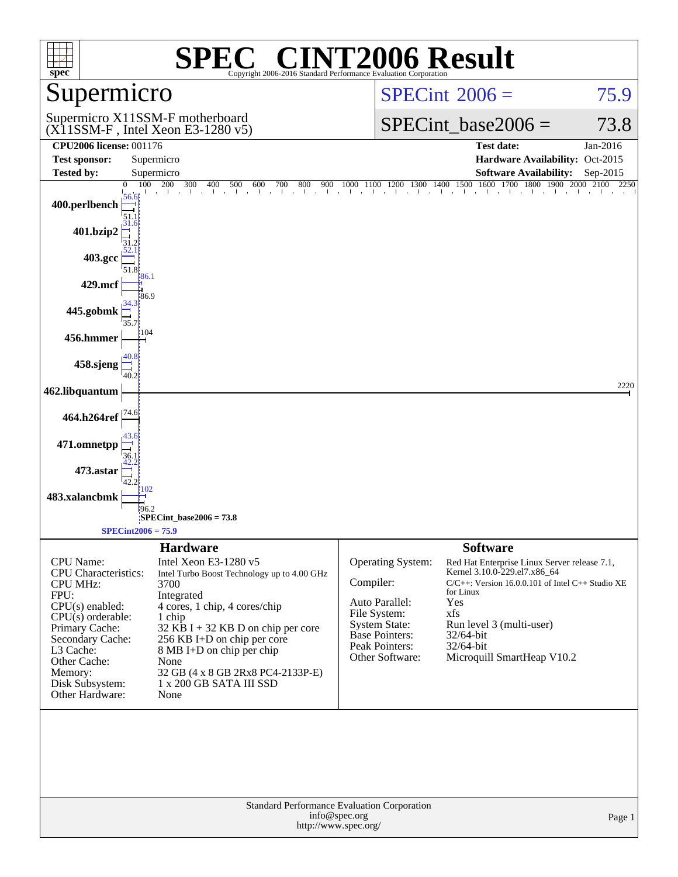# SPEC® CINT2006 Result

Copyright 2006-2016 Standard Performance Evaluation Corporation

## Supermicro

Supermicro X11SSM-F motherboard
(X11SSM-F , Intel Xeon E3-1280 v5)

SPECint 2006 = 75.9

SPECint_base2006 = 73.8

| | | | |
|---|---|---|---|
| **CPU2006 license:** 001176 | | **Test date:** | Jan-2016 |
| **Test sponsor:** | Supermicro | **Hardware Availability:** | Oct-2015 |
| **Tested by:** | Supermicro | **Software Availability:** | Sep-2015 |

| Benchmark | Peak | Base |
|---|---|---|
| 400.perlbench | 56.6 | 51.1 |
| 401.bzip2 | 31.6 | 31.2 |
| 403.gcc | 52.1 | 51.8 |
| 429.mcf | 86.1 | 86.9 |
| 445.gobmk | 34.3 | 35.7 |
| 456.hmmer | | 104 |
| 458.sjeng | 40.8 | 40.2 |
| 462.libquantum | | 2220 |
| 464.h264ref | | 74.6 |
| 471.omnetpp | 43.6 | 36.1 |
| 473.astar | 42.2 | 42.2 |
| 483.xalancbmk | 102 | 96.2 |

SPECint_base2006 = 73.8

SPECint2006 = 75.9

### Hardware

| | |
|---|---|
| CPU Name: | Intel Xeon E3-1280 v5 |
| CPU Characteristics: | Intel Turbo Boost Technology up to 4.00 GHz |
| CPU MHz: | 3700 |
| FPU: | Integrated |
| CPU(s) enabled: | 4 cores, 1 chip, 4 cores/chip |
| CPU(s) orderable: | 1 chip |
| Primary Cache: | 32 KB I + 32 KB D on chip per core |
| Secondary Cache: | 256 KB I+D on chip per core |
| L3 Cache: | 8 MB I+D on chip per chip |
| Other Cache: | None |
| Memory: | 32 GB (4 x 8 GB 2Rx8 PC4-2133P-E) |
| Disk Subsystem: | 1 x 200 GB SATA III SSD |
| Other Hardware: | None |

### Software

| | |
|---|---|
| Operating System: | Red Hat Enterprise Linux Server release 7.1, Kernel 3.10.0-229.el7.x86_64 |
| Compiler: | C/C++: Version 16.0.0.101 of Intel C++ Studio XE for Linux |
| Auto Parallel: | Yes |
| File System: | xfs |
| System State: | Run level 3 (multi-user) |
| Base Pointers: | 32/64-bit |
| Peak Pointers: | 32/64-bit |
| Other Software: | Microquill SmartHeap V10.2 |

Standard Performance Evaluation Corporation
info@spec.org
http://www.spec.org/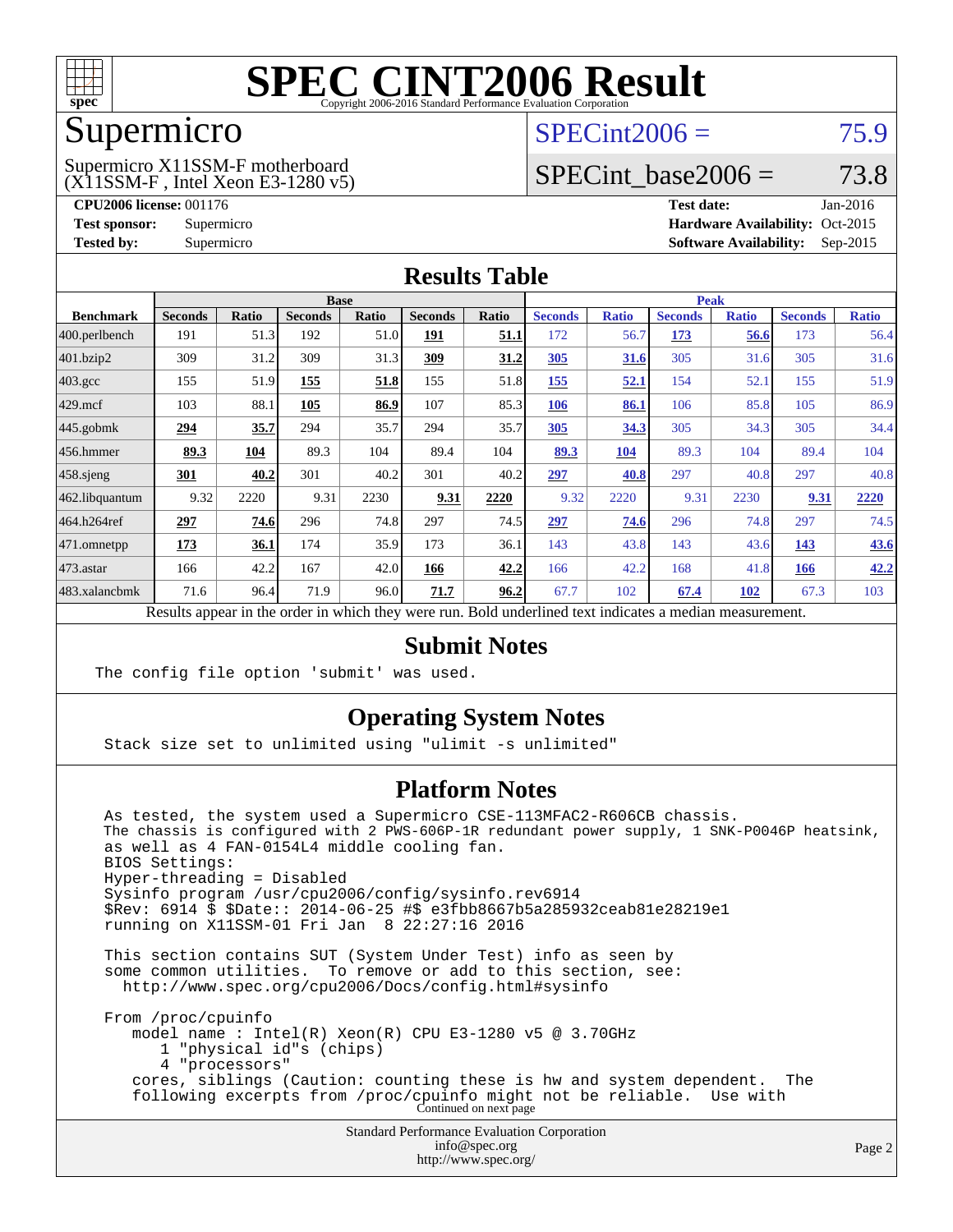# SPEC CINT2006 Result

Copyright 2006-2016 Standard Performance Evaluation Corporation

## Supermicro

Supermicro X11SSM-F motherboard
(X11SSM-F , Intel Xeon E3-1280 v5)

SPECint2006 = 75.9

SPECint_base2006 = 73.8

**CPU2006 license:** 001176
**Test sponsor:** Supermicro
**Tested by:** Supermicro

**Test date:** Jan-2016
**Hardware Availability:** Oct-2015
**Software Availability:** Sep-2015

## Results Table

| Benchmark | Base | | | | | | Peak | | | | | |
|---|---|---|---|---|---|---|---|---|---|---|---|---|
| | Seconds | Ratio | Seconds | Ratio | Seconds | Ratio | Seconds | Ratio | Seconds | Ratio | Seconds | Ratio |
| 400.perlbench | 191 | 51.3 | 192 | 51.0 | **191** | **51.1** | 172 | 56.7 | **173** | **56.6** | 173 | 56.4 |
| 401.bzip2 | 309 | 31.2 | 309 | 31.3 | **309** | **31.2** | **305** | **31.6** | 305 | 31.6 | 305 | 31.6 |
| 403.gcc | 155 | 51.9 | **155** | **51.8** | 155 | 51.8 | **155** | **52.1** | 154 | 52.1 | 155 | 51.9 |
| 429.mcf | 103 | 88.1 | **105** | **86.9** | 107 | 85.3 | **106** | **86.1** | 106 | 85.8 | 105 | 86.9 |
| 445.gobmk | **294** | **35.7** | 294 | 35.7 | 294 | 35.7 | **305** | **34.3** | 305 | 34.3 | 305 | 34.4 |
| 456.hmmer | **89.3** | **104** | 89.3 | 104 | 89.4 | 104 | **89.3** | **104** | 89.3 | 104 | 89.4 | 104 |
| 458.sjeng | **301** | **40.2** | 301 | 40.2 | 301 | 40.2 | **297** | **40.8** | 297 | 40.8 | 297 | 40.8 |
| 462.libquantum | 9.32 | 2220 | 9.31 | 2230 | **9.31** | **2220** | 9.32 | 2220 | 9.31 | 2230 | **9.31** | **2220** |
| 464.h264ref | **297** | **74.6** | 296 | 74.8 | 297 | 74.5 | **297** | **74.6** | 296 | 74.8 | 297 | 74.5 |
| 471.omnetpp | **173** | **36.1** | 174 | 35.9 | 173 | 36.1 | 143 | 43.8 | 143 | 43.6 | **143** | **43.6** |
| 473.astar | 166 | 42.2 | 167 | 42.0 | **166** | **42.2** | 166 | 42.2 | 168 | 41.8 | **166** | **42.2** |
| 483.xalancbmk | 71.6 | 96.4 | 71.9 | 96.0 | **71.7** | **96.2** | 67.7 | 102 | **67.4** | **102** | 67.3 | 103 |

Results appear in the order in which they were run. Bold underlined text indicates a median measurement.

## Submit Notes

```
The config file option 'submit' was used.
```

## Operating System Notes

```
Stack size set to unlimited using "ulimit -s unlimited"
```

## Platform Notes

```
As tested, the system used a Supermicro CSE-113MFAC2-R606CB chassis.
The chassis is configured with 2 PWS-606P-1R redundant power supply, 1 SNK-P0046P heatsink,
as well as 4 FAN-0154L4 middle cooling fan.
BIOS Settings:
Hyper-threading = Disabled
Sysinfo program /usr/cpu2006/config/sysinfo.rev6914
$Rev: 6914 $ $Date:: 2014-06-25 #$ e3fbb8667b5a285932ceab81e28219e1
running on X11SSM-01 Fri Jan  8 22:27:16 2016

This section contains SUT (System Under Test) info as seen by
some common utilities.  To remove or add to this section, see:
  http://www.spec.org/cpu2006/Docs/config.html#sysinfo

From /proc/cpuinfo
   model name : Intel(R) Xeon(R) CPU E3-1280 v5 @ 3.70GHz
      1 "physical id"s (chips)
      4 "processors"
   cores, siblings (Caution: counting these is hw and system dependent.  The
   following excerpts from /proc/cpuinfo might not be reliable.  Use with
```

Continued on next page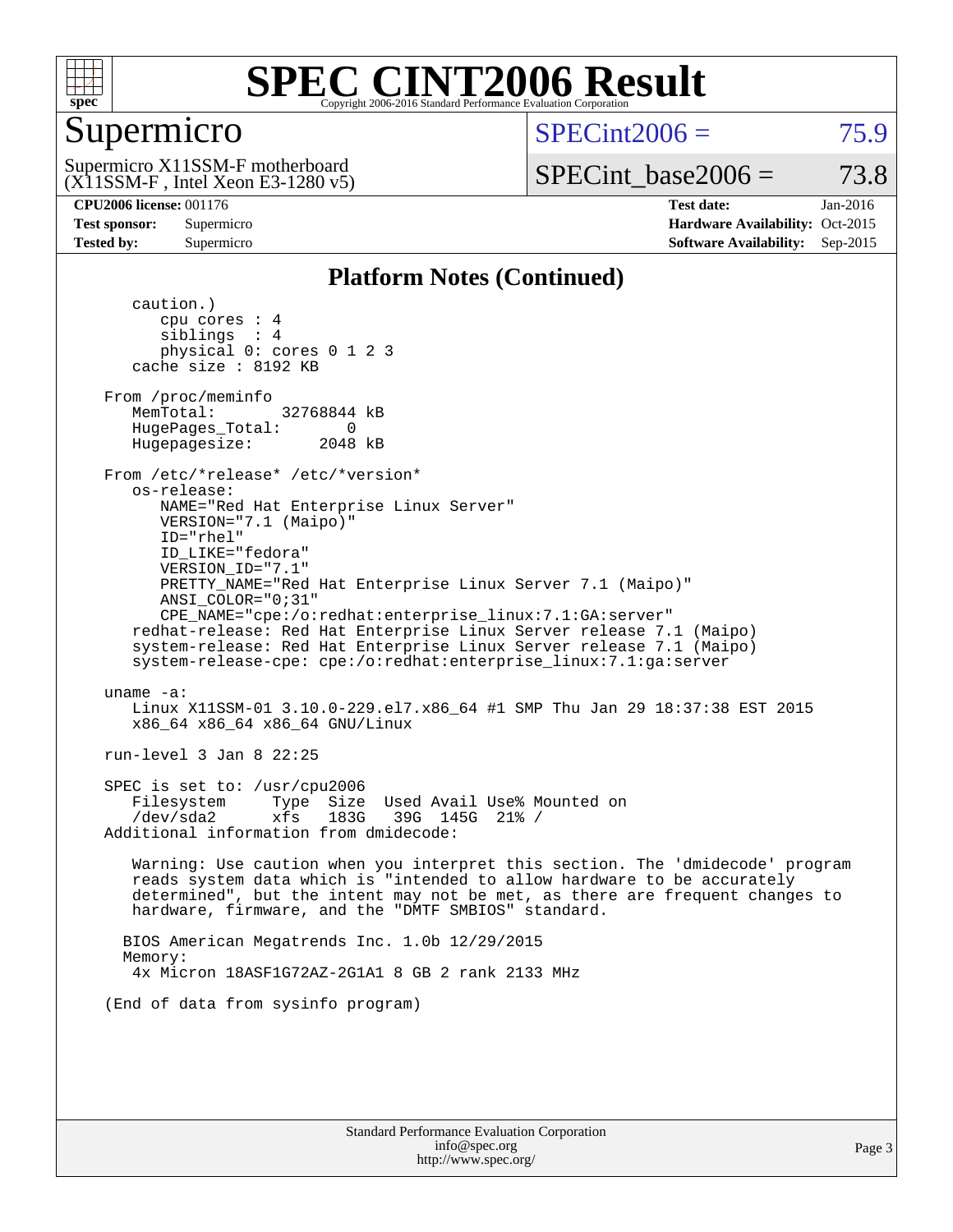# SPEC CINT2006 Result

Copyright 2006-2016 Standard Performance Evaluation Corporation

## Supermicro

Supermicro X11SSM-F motherboard
(X11SSM-F , Intel Xeon E3-1280 v5)

SPECint2006 = 75.9

SPECint_base2006 = 73.8

**CPU2006 license:** 001176
**Test sponsor:** Supermicro
**Tested by:** Supermicro

**Test date:** Jan-2016
**Hardware Availability:** Oct-2015
**Software Availability:** Sep-2015

## Platform Notes (Continued)

```
      caution.)
         cpu cores : 4
         siblings  : 4
         physical 0: cores 0 1 2 3
      cache size : 8192 KB

   From /proc/meminfo
      MemTotal:       32768844 kB
      HugePages_Total:       0
      Hugepagesize:       2048 kB

   From /etc/*release* /etc/*version*
      os-release:
         NAME="Red Hat Enterprise Linux Server"
         VERSION="7.1 (Maipo)"
         ID="rhel"
         ID_LIKE="fedora"
         VERSION_ID="7.1"
         PRETTY_NAME="Red Hat Enterprise Linux Server 7.1 (Maipo)"
         ANSI_COLOR="0;31"
         CPE_NAME="cpe:/o:redhat:enterprise_linux:7.1:GA:server"
      redhat-release: Red Hat Enterprise Linux Server release 7.1 (Maipo)
      system-release: Red Hat Enterprise Linux Server release 7.1 (Maipo)
      system-release-cpe: cpe:/o:redhat:enterprise_linux:7.1:ga:server

   uname -a:
      Linux X11SSM-01 3.10.0-229.el7.x86_64 #1 SMP Thu Jan 29 18:37:38 EST 2015
      x86_64 x86_64 x86_64 GNU/Linux

   run-level 3 Jan 8 22:25

   SPEC is set to: /usr/cpu2006
      Filesystem     Type  Size  Used Avail Use% Mounted on
      /dev/sda2      xfs   183G   39G  145G  21% /
   Additional information from dmidecode:

      Warning: Use caution when you interpret this section. The 'dmidecode' program
      reads system data which is "intended to allow hardware to be accurately
      determined", but the intent may not be met, as there are frequent changes to
      hardware, firmware, and the "DMTF SMBIOS" standard.

     BIOS American Megatrends Inc. 1.0b 12/29/2015
     Memory:
      4x Micron 18ASF1G72AZ-2G1A1 8 GB 2 rank 2133 MHz

   (End of data from sysinfo program)
```

Standard Performance Evaluation Corporation
info@spec.org
http://www.spec.org/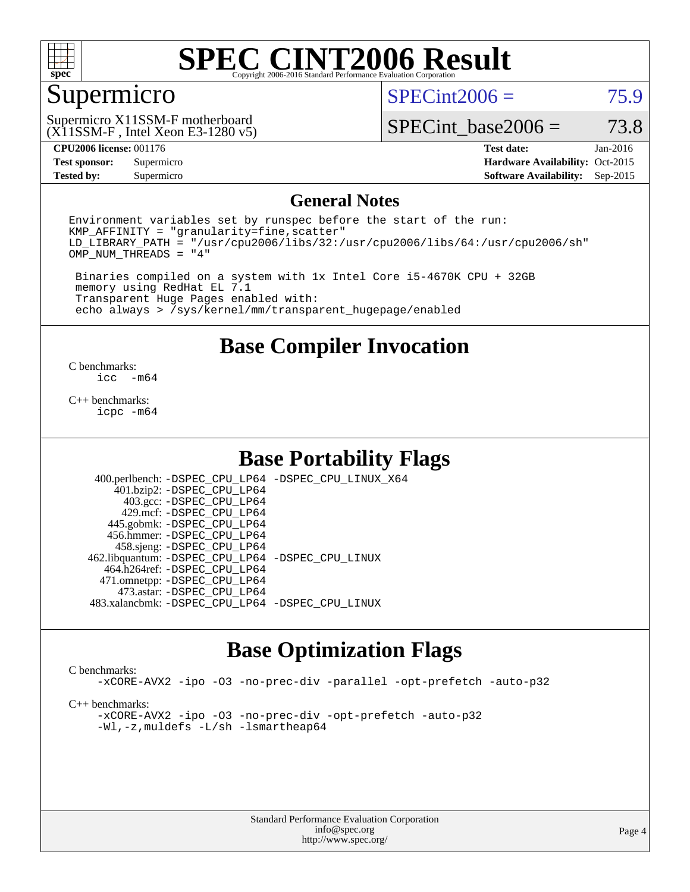# SPEC CINT2006 Result

Copyright 2006-2016 Standard Performance Evaluation Corporation

## Supermicro

Supermicro X11SSM-F motherboard
(X11SSM-F , Intel Xeon E3-1280 v5)

SPECint2006 = 75.9

SPECint_base2006 = 73.8

| | | | |
|---|---|---|---|
| **CPU2006 license:** 001176 | | **Test date:** | Jan-2016 |
| **Test sponsor:** | Supermicro | **Hardware Availability:** | Oct-2015 |
| **Tested by:** | Supermicro | **Software Availability:** | Sep-2015 |

## General Notes

```
Environment variables set by runspec before the start of the run:
KMP_AFFINITY = "granularity=fine,scatter"
LD_LIBRARY_PATH = "/usr/cpu2006/libs/32:/usr/cpu2006/libs/64:/usr/cpu2006/sh"
OMP_NUM_THREADS = "4"

 Binaries compiled on a system with 1x Intel Core i5-4670K CPU + 32GB
 memory using RedHat EL 7.1
 Transparent Huge Pages enabled with:
 echo always > /sys/kernel/mm/transparent_hugepage/enabled
```

## Base Compiler Invocation

C benchmarks:
```
icc  -m64
```

C++ benchmarks:
```
icpc -m64
```

## Base Portability Flags

400.perlbench: -DSPEC_CPU_LP64 -DSPEC_CPU_LINUX_X64
401.bzip2: -DSPEC_CPU_LP64
403.gcc: -DSPEC_CPU_LP64
429.mcf: -DSPEC_CPU_LP64
445.gobmk: -DSPEC_CPU_LP64
456.hmmer: -DSPEC_CPU_LP64
458.sjeng: -DSPEC_CPU_LP64
462.libquantum: -DSPEC_CPU_LP64 -DSPEC_CPU_LINUX
464.h264ref: -DSPEC_CPU_LP64
471.omnetpp: -DSPEC_CPU_LP64
473.astar: -DSPEC_CPU_LP64
483.xalancbmk: -DSPEC_CPU_LP64 -DSPEC_CPU_LINUX

## Base Optimization Flags

C benchmarks:
```
-xCORE-AVX2 -ipo -O3 -no-prec-div -parallel -opt-prefetch -auto-p32
```

C++ benchmarks:
```
-xCORE-AVX2 -ipo -O3 -no-prec-div -opt-prefetch -auto-p32
-Wl,-z,muldefs -L/sh -lsmartheap64
```

Standard Performance Evaluation Corporation
info@spec.org
http://www.spec.org/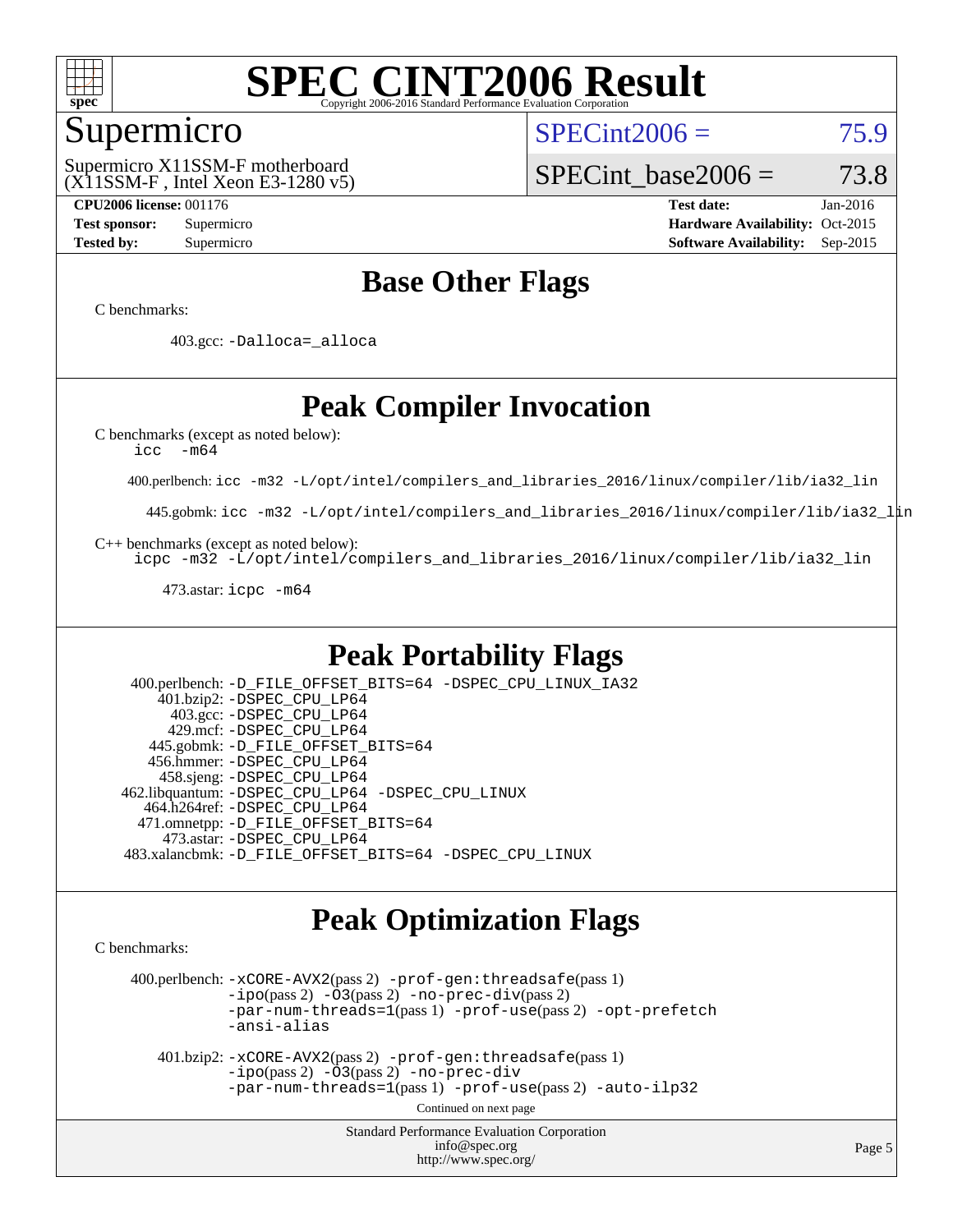# SPEC CINT2006 Result

Copyright 2006-2016 Standard Performance Evaluation Corporation

## Supermicro

Supermicro X11SSM-F motherboard
(X11SSM-F , Intel Xeon E3-1280 v5)

SPECint2006 = 75.9

SPECint_base2006 = 73.8

**CPU2006 license:** 001176
**Test sponsor:** Supermicro
**Tested by:** Supermicro

**Test date:** Jan-2016
**Hardware Availability:** Oct-2015
**Software Availability:** Sep-2015

## Base Other Flags

C benchmarks:

403.gcc: `-Dalloca=_alloca`

## Peak Compiler Invocation

C benchmarks (except as noted below):
`icc -m64`

400.perlbench: `icc -m32 -L/opt/intel/compilers_and_libraries_2016/linux/compiler/lib/ia32_lin`

445.gobmk: `icc -m32 -L/opt/intel/compilers_and_libraries_2016/linux/compiler/lib/ia32_lin`

C++ benchmarks (except as noted below):
`icpc -m32 -L/opt/intel/compilers_and_libraries_2016/linux/compiler/lib/ia32_lin`

473.astar: `icpc -m64`

## Peak Portability Flags

400.perlbench: `-D_FILE_OFFSET_BITS=64 -DSPEC_CPU_LINUX_IA32`
401.bzip2: `-DSPEC_CPU_LP64`
403.gcc: `-DSPEC_CPU_LP64`
429.mcf: `-DSPEC_CPU_LP64`
445.gobmk: `-D_FILE_OFFSET_BITS=64`
456.hmmer: `-DSPEC_CPU_LP64`
458.sjeng: `-DSPEC_CPU_LP64`
462.libquantum: `-DSPEC_CPU_LP64 -DSPEC_CPU_LINUX`
464.h264ref: `-DSPEC_CPU_LP64`
471.omnetpp: `-D_FILE_OFFSET_BITS=64`
473.astar: `-DSPEC_CPU_LP64`
483.xalancbmk: `-D_FILE_OFFSET_BITS=64 -DSPEC_CPU_LINUX`

## Peak Optimization Flags

C benchmarks:

400.perlbench: `-xCORE-AVX2`(pass 2) `-prof-gen:threadsafe`(pass 1) `-ipo`(pass 2) `-O3`(pass 2) `-no-prec-div`(pass 2) `-par-num-threads=1`(pass 1) `-prof-use`(pass 2) `-opt-prefetch` `-ansi-alias`

401.bzip2: `-xCORE-AVX2`(pass 2) `-prof-gen:threadsafe`(pass 1) `-ipo`(pass 2) `-O3`(pass 2) `-no-prec-div` `-par-num-threads=1`(pass 1) `-prof-use`(pass 2) `-auto-ilp32`

Continued on next page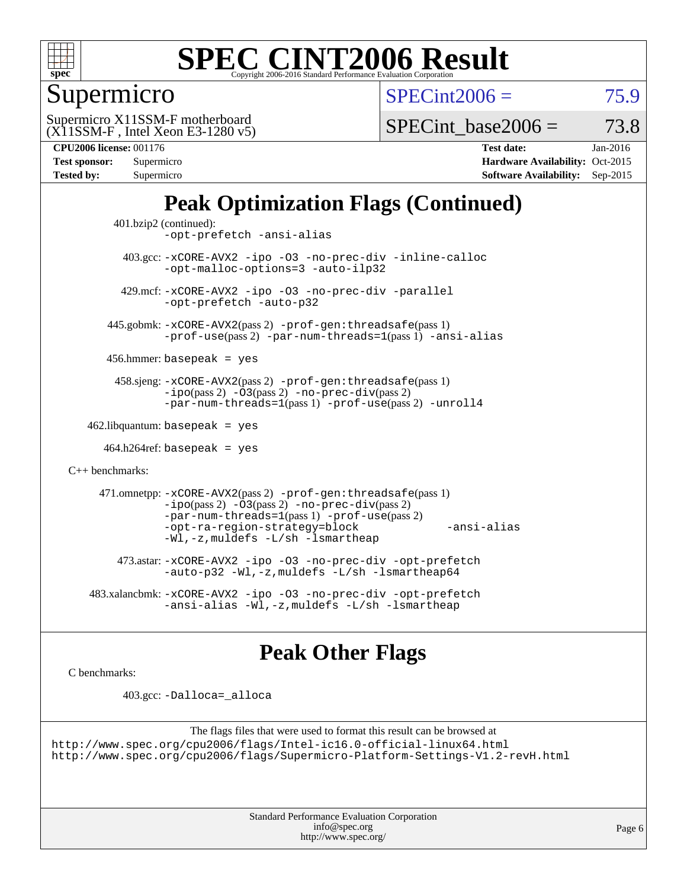# SPEC CINT2006 Result

Copyright 2006-2016 Standard Performance Evaluation Corporation

## Supermicro

Supermicro X11SSM-F motherboard
(X11SSM-F , Intel Xeon E3-1280 v5)

SPECint2006 = 75.9

SPECint_base2006 = 73.8

**CPU2006 license:** 001176
**Test sponsor:** Supermicro
**Tested by:** Supermicro

**Test date:** Jan-2016
**Hardware Availability:** Oct-2015
**Software Availability:** Sep-2015

## Peak Optimization Flags (Continued)

401.bzip2 (continued):
```
-opt-prefetch -ansi-alias
```

403.gcc:
```
-xCORE-AVX2 -ipo -O3 -no-prec-div -inline-calloc
-opt-malloc-options=3 -auto-ilp32
```

429.mcf:
```
-xCORE-AVX2 -ipo -O3 -no-prec-div -parallel
-opt-prefetch -auto-p32
```

445.gobmk:
```
-xCORE-AVX2(pass 2) -prof-gen:threadsafe(pass 1)
-prof-use(pass 2) -par-num-threads=1(pass 1) -ansi-alias
```

456.hmmer: basepeak = yes

458.sjeng:
```
-xCORE-AVX2(pass 2) -prof-gen:threadsafe(pass 1)
-ipo(pass 2) -O3(pass 2) -no-prec-div(pass 2)
-par-num-threads=1(pass 1) -prof-use(pass 2) -unroll4
```

462.libquantum: basepeak = yes

464.h264ref: basepeak = yes

C++ benchmarks:

471.omnetpp:
```
-xCORE-AVX2(pass 2) -prof-gen:threadsafe(pass 1)
-ipo(pass 2) -O3(pass 2) -no-prec-div(pass 2)
-par-num-threads=1(pass 1) -prof-use(pass 2)
-opt-ra-region-strategy=block -ansi-alias
-Wl,-z,muldefs -L/sh -lsmartheap
```

473.astar:
```
-xCORE-AVX2 -ipo -O3 -no-prec-div -opt-prefetch
-auto-p32 -Wl,-z,muldefs -L/sh -lsmartheap64
```

483.xalancbmk:
```
-xCORE-AVX2 -ipo -O3 -no-prec-div -opt-prefetch
-ansi-alias -Wl,-z,muldefs -L/sh -lsmartheap
```

## Peak Other Flags

C benchmarks:

403.gcc: -Dalloca=_alloca

The flags files that were used to format this result can be browsed at
http://www.spec.org/cpu2006/flags/Intel-ic16.0-official-linux64.html
http://www.spec.org/cpu2006/flags/Supermicro-Platform-Settings-V1.2-revH.html

Standard Performance Evaluation Corporation
info@spec.org
http://www.spec.org/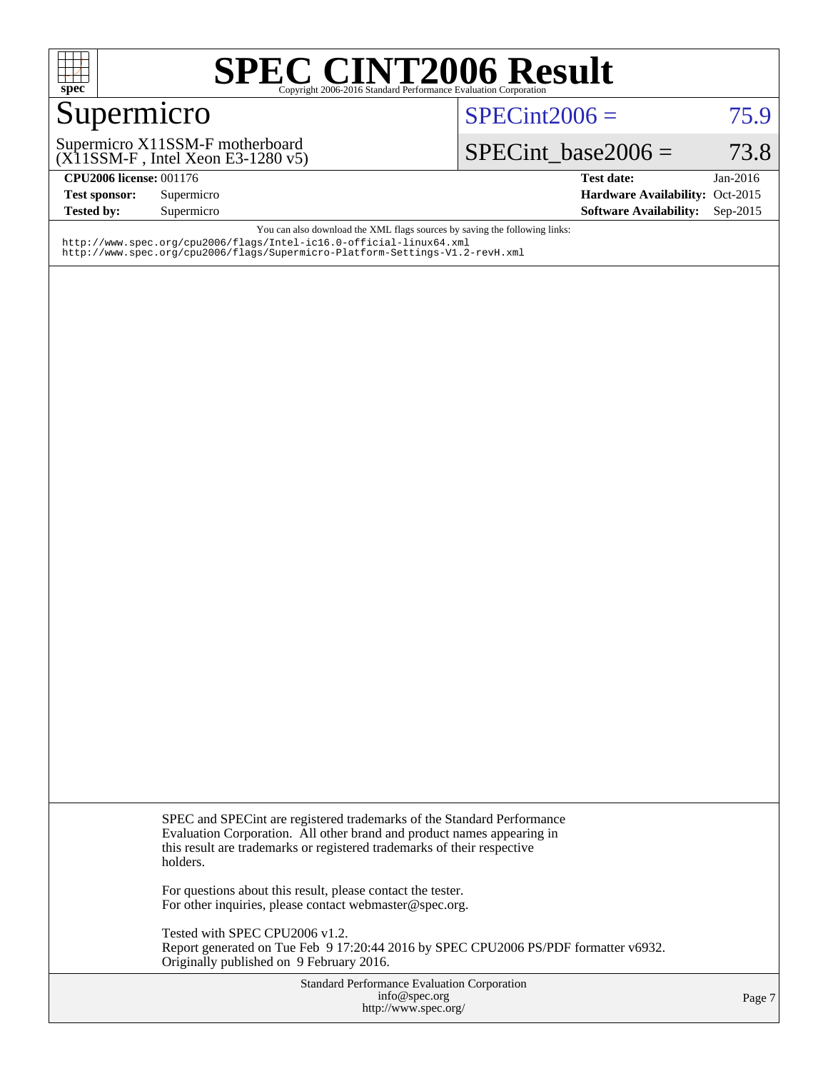# SPEC CINT2006 Result

Copyright 2006-2016 Standard Performance Evaluation Corporation

## Supermicro

Supermicro X11SSM-F motherboard
(X11SSM-F , Intel Xeon E3-1280 v5)

SPECint2006 = 75.9

SPECint_base2006 = 73.8

| | | | |
|---|---|---|---|
| **CPU2006 license:** 001176 | | **Test date:** | Jan-2016 |
| **Test sponsor:** | Supermicro | **Hardware Availability:** | Oct-2015 |
| **Tested by:** | Supermicro | **Software Availability:** | Sep-2015 |

You can also download the XML flags sources by saving the following links:

```
http://www.spec.org/cpu2006/flags/Intel-ic16.0-official-linux64.xml
http://www.spec.org/cpu2006/flags/Supermicro-Platform-Settings-V1.2-revH.xml
```

SPEC and SPECint are registered trademarks of the Standard Performance Evaluation Corporation. All other brand and product names appearing in this result are trademarks or registered trademarks of their respective holders.

For questions about this result, please contact the tester.
For other inquiries, please contact webmaster@spec.org.

Tested with SPEC CPU2006 v1.2.
Report generated on Tue Feb 9 17:20:44 2016 by SPEC CPU2006 PS/PDF formatter v6932.
Originally published on 9 February 2016.

Standard Performance Evaluation Corporation
info@spec.org
http://www.spec.org/